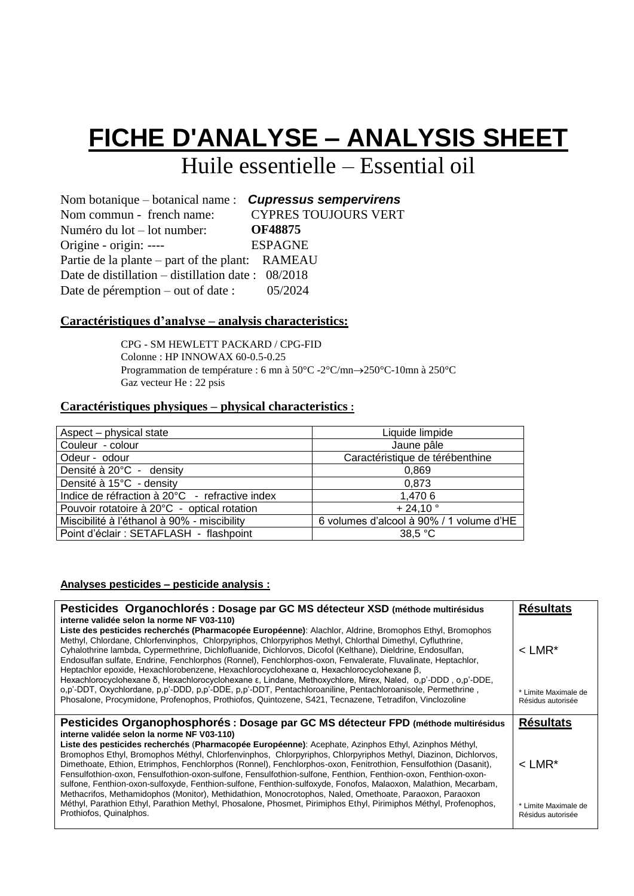# FICHE D'ANALYSE – ANALYSIS SHEET

## Huile essentielle – Essential oil

Nom botanique – botanical name : ***Cupressus sempervirens***
Nom commun - french name: CYPRES TOUJOURS VERT
Numéro du lot – lot number: **OF48875**
Origine - origin: ---- ESPAGNE
Partie de la plante – part of the plant: RAMEAU
Date de distillation – distillation date : 08/2018
Date de péremption – out of date : 05/2024

### Caractéristiques d'analyse – analysis characteristics:

CPG - SM HEWLETT PACKARD / CPG-FID
Colonne : HP INNOWAX 60-0.5-0.25
Programmation de température : 6 mn à 50°C -2°C/mn→250°C-10mn à 250°C
Gaz vecteur He : 22 psis

### Caractéristiques physiques – physical characteristics :

| Aspect – physical state | Liquide limpide |
|---|---|
| Couleur - colour | Jaune pâle |
| Odeur - odour | Caractéristique de térébenthine |
| Densité à 20°C - density | 0,869 |
| Densité à 15°C - density | 0,873 |
| Indice de réfraction à 20°C - refractive index | 1,470 6 |
| Pouvoir rotatoire à 20°C - optical rotation | + 24,10 ° |
| Miscibilité à l'éthanol à 90% - miscibility | 6 volumes d'alcool à 90% / 1 volume d'HE |
| Point d'éclair : SETAFLASH - flashpoint | 38,5 °C |

#### Analyses pesticides – pesticide analysis :

| **Pesticides Organochlorés : Dosage par GC MS détecteur XSD (méthode multirésidus interne validée selon la norme NF V03-110)** **Liste des pesticides recherchés (Pharmacopée Européenne)**: Alachlor, Aldrine, Bromophos Ethyl, Bromophos Methyl, Chlordane, Chlorfenvinphos, Chlorpyriphos, Chlorpyriphos Methyl, Chlorthal Dimethyl, Cyfluthrine, Cyhalothrine lambda, Cypermethrine, Dichlofluanide, Dichlorvos, Dicofol (Kelthane), Dieldrine, Endosulfan, Endosulfan sulfate, Endrine, Fenchlorphos (Ronnel), Fenchlorphos-oxon, Fenvalerate, Fluvalinate, Heptachlor, Heptachlor epoxide, Hexachlorobenzene, Hexachlorocyclohexane α, Hexachlorocyclohexane β, Hexachlorocyclohexane δ, Hexachlorocyclohexane ε, Lindane, Methoxychlore, Mirex, Naled, o,p'-DDD , o,p'-DDE, o,p'-DDT, Oxychlordane, p,p'-DDD, p,p'-DDE, p,p'-DDT, Pentachloroaniline, Pentachloroanisole, Permethrine , Phosalone, Procymidone, Profenophos, Prothiofos, Quintozene, S421, Tecnazene, Tetradifon, Vinclozoline | **Résultats** < LMR* * Limite Maximale de Résidus autorisée |
|---|---|
| **Pesticides Organophosphorés : Dosage par GC MS détecteur FPD (méthode multirésidus interne validée selon la norme NF V03-110)** **Liste des pesticides recherchés (Pharmacopée Européenne)**: Acephate, Azinphos Ethyl, Azinphos Méthyl, Bromophos Ethyl, Bromophos Méthyl, Chlorfenvinphos, Chlorpyriphos, Chlorpyriphos Methyl, Diazinon, Dichlorvos, Dimethoate, Ethion, Etrimphos, Fenchlorphos (Ronnel), Fenchlorphos-oxon, Fenitrothion, Fensulfothion (Dasanit), Fensulfothion-oxon, Fensulfothion-oxon-sulfone, Fensulfothion-sulfone, Fenthion, Fenthion-oxon, Fenthion-oxon-sulfone, Fenthion-oxon-sulfoxyde, Fenthion-sulfone, Fenthion-sulfoxyde, Fonofos, Malaoxon, Malathion, Mecarbam, Methacrifos, Methamidophos (Monitor), Methidathion, Monocrotophos, Naled, Omethoate, Paraoxon, Paraoxon Méthyl, Parathion Ethyl, Parathion Methyl, Phosalone, Phosmet, Pirimiphos Ethyl, Pirimiphos Méthyl, Profenophos, Prothiofos, Quinalphos. | **Résultats** < LMR* * Limite Maximale de Résidus autorisée |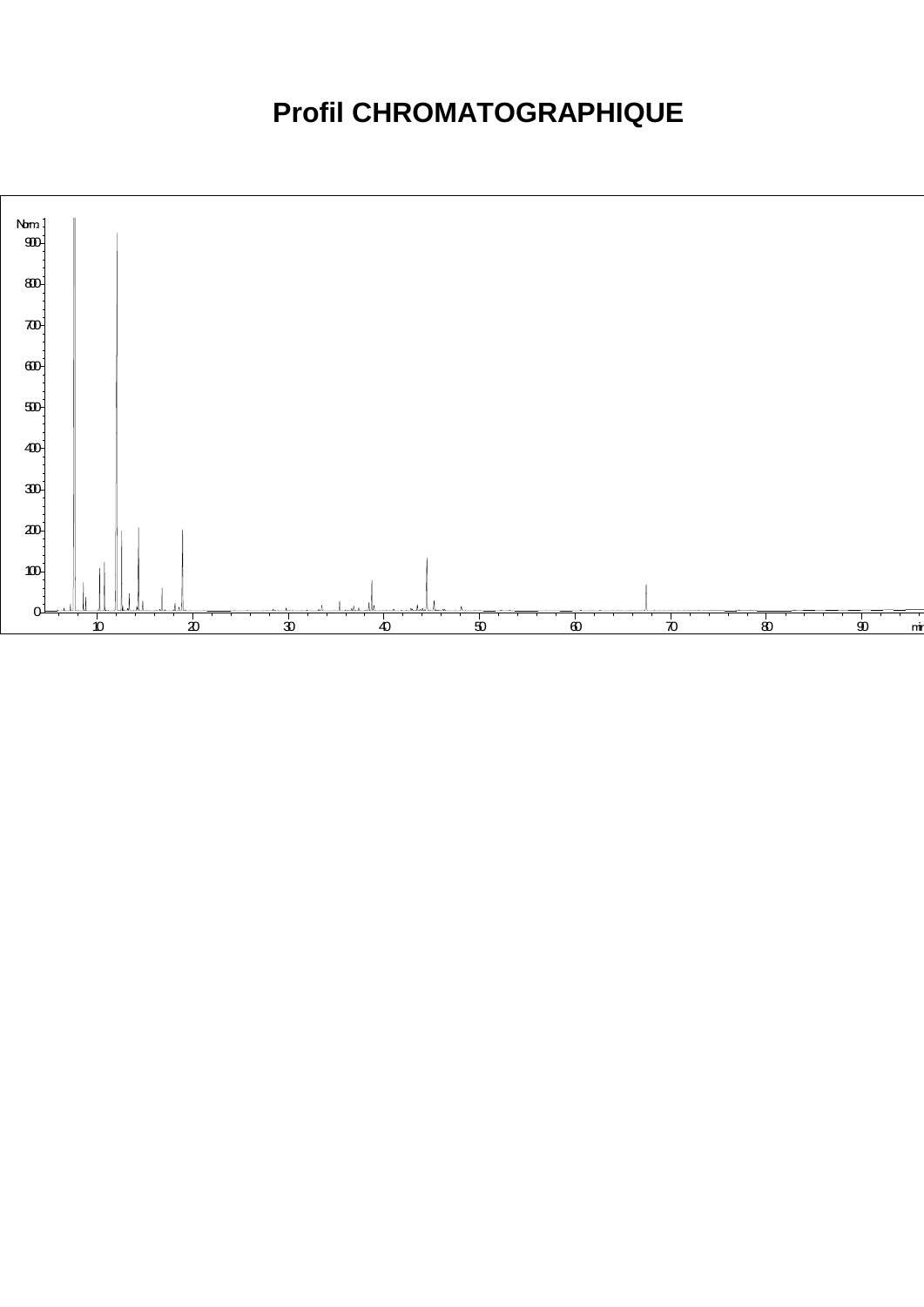# Profil CHROMATOGRAPHIQUE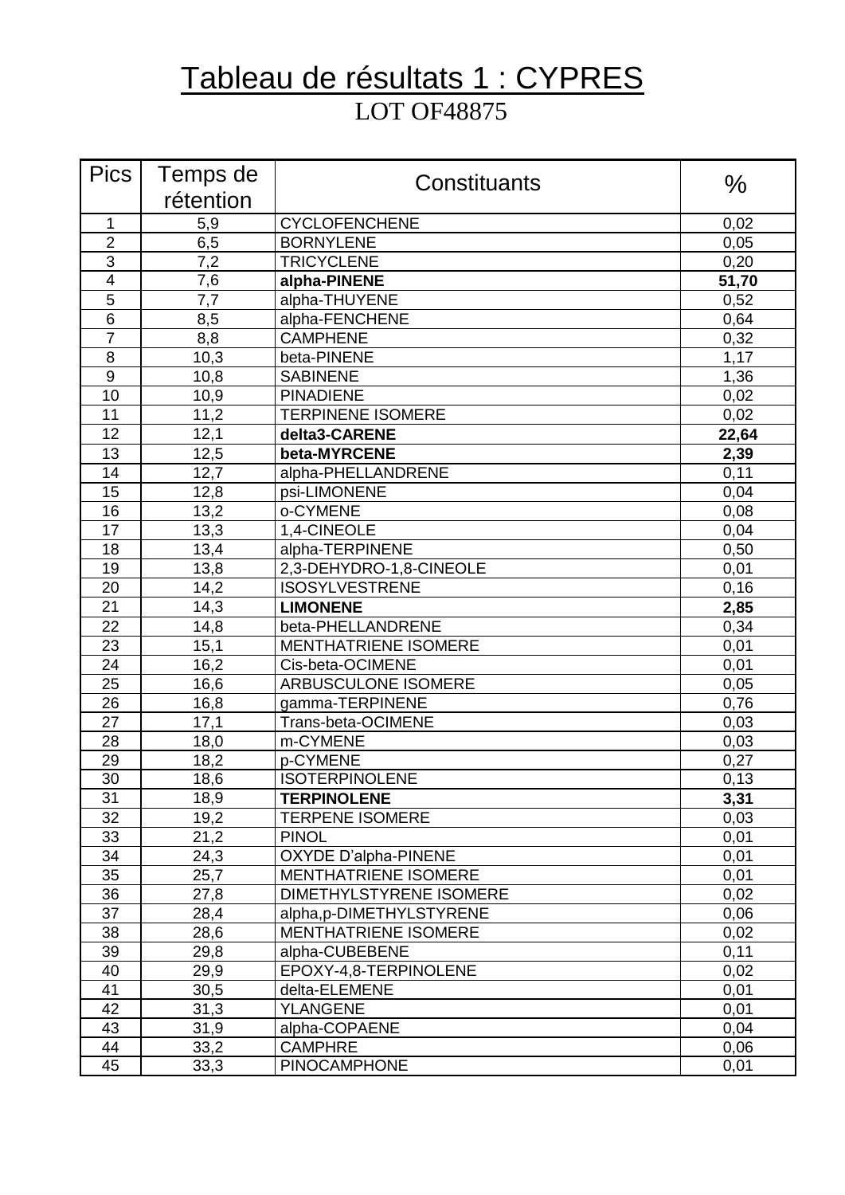# Tableau de résultats 1 : CYPRES

LOT OF48875

| Pics | Temps de rétention | Constituants | % |
|---|---|---|---|
| 1 | 5,9 | CYCLOFENCHENE | 0,02 |
| 2 | 6,5 | BORNYLENE | 0,05 |
| 3 | 7,2 | TRICYCLENE | 0,20 |
| 4 | 7,6 | **alpha-PINENE** | **51,70** |
| 5 | 7,7 | alpha-THUYENE | 0,52 |
| 6 | 8,5 | alpha-FENCHENE | 0,64 |
| 7 | 8,8 | CAMPHENE | 0,32 |
| 8 | 10,3 | beta-PINENE | 1,17 |
| 9 | 10,8 | SABINENE | 1,36 |
| 10 | 10,9 | PINADIENE | 0,02 |
| 11 | 11,2 | TERPINENE ISOMERE | 0,02 |
| 12 | 12,1 | **delta3-CARENE** | **22,64** |
| 13 | 12,5 | **beta-MYRCENE** | **2,39** |
| 14 | 12,7 | alpha-PHELLANDRENE | 0,11 |
| 15 | 12,8 | psi-LIMONENE | 0,04 |
| 16 | 13,2 | o-CYMENE | 0,08 |
| 17 | 13,3 | 1,4-CINEOLE | 0,04 |
| 18 | 13,4 | alpha-TERPINENE | 0,50 |
| 19 | 13,8 | 2,3-DEHYDRO-1,8-CINEOLE | 0,01 |
| 20 | 14,2 | ISOSYLVESTRENE | 0,16 |
| 21 | 14,3 | **LIMONENE** | **2,85** |
| 22 | 14,8 | beta-PHELLANDRENE | 0,34 |
| 23 | 15,1 | MENTHATRIENE ISOMERE | 0,01 |
| 24 | 16,2 | Cis-beta-OCIMENE | 0,01 |
| 25 | 16,6 | ARBUSCULONE ISOMERE | 0,05 |
| 26 | 16,8 | gamma-TERPINENE | 0,76 |
| 27 | 17,1 | Trans-beta-OCIMENE | 0,03 |
| 28 | 18,0 | m-CYMENE | 0,03 |
| 29 | 18,2 | p-CYMENE | 0,27 |
| 30 | 18,6 | ISOTERPINOLENE | 0,13 |
| 31 | 18,9 | **TERPINOLENE** | **3,31** |
| 32 | 19,2 | TERPENE ISOMERE | 0,03 |
| 33 | 21,2 | PINOL | 0,01 |
| 34 | 24,3 | OXYDE D’alpha-PINENE | 0,01 |
| 35 | 25,7 | MENTHATRIENE ISOMERE | 0,01 |
| 36 | 27,8 | DIMETHYLSTYRENE ISOMERE | 0,02 |
| 37 | 28,4 | alpha,p-DIMETHYLSTYRENE | 0,06 |
| 38 | 28,6 | MENTHATRIENE ISOMERE | 0,02 |
| 39 | 29,8 | alpha-CUBEBENE | 0,11 |
| 40 | 29,9 | EPOXY-4,8-TERPINOLENE | 0,02 |
| 41 | 30,5 | delta-ELEMENE | 0,01 |
| 42 | 31,3 | YLANGENE | 0,01 |
| 43 | 31,9 | alpha-COPAENE | 0,04 |
| 44 | 33,2 | CAMPHRE | 0,06 |
| 45 | 33,3 | PINOCAMPHONE | 0,01 |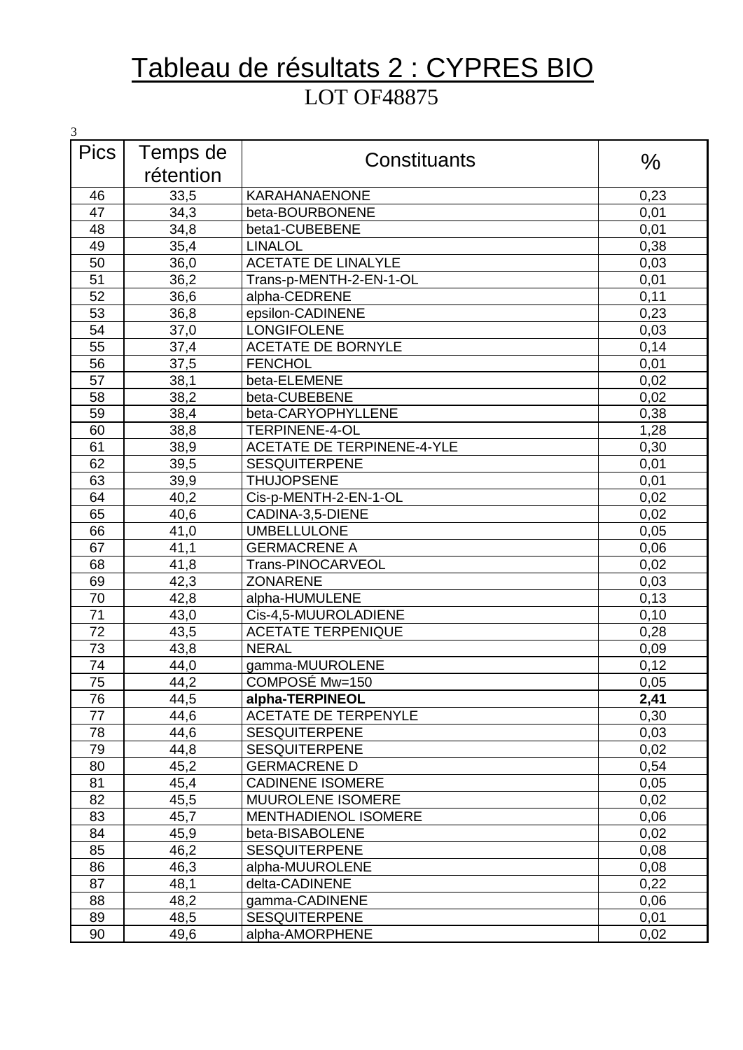# Tableau de résultats 2 : CYPRES BIO

LOT OF48875

3

| Pics | Temps de rétention | Constituants | % |
|---|---|---|---|
| 46 | 33,5 | KARAHANAENONE | 0,23 |
| 47 | 34,3 | beta-BOURBONENE | 0,01 |
| 48 | 34,8 | beta1-CUBEBENE | 0,01 |
| 49 | 35,4 | LINALOL | 0,38 |
| 50 | 36,0 | ACETATE DE LINALYLE | 0,03 |
| 51 | 36,2 | Trans-p-MENTH-2-EN-1-OL | 0,01 |
| 52 | 36,6 | alpha-CEDRENE | 0,11 |
| 53 | 36,8 | epsilon-CADINENE | 0,23 |
| 54 | 37,0 | LONGIFOLENE | 0,03 |
| 55 | 37,4 | ACETATE DE BORNYLE | 0,14 |
| 56 | 37,5 | FENCHOL | 0,01 |
| 57 | 38,1 | beta-ELEMENE | 0,02 |
| 58 | 38,2 | beta-CUBEBENE | 0,02 |
| 59 | 38,4 | beta-CARYOPHYLLENE | 0,38 |
| 60 | 38,8 | TERPINENE-4-OL | 1,28 |
| 61 | 38,9 | ACETATE DE TERPINENE-4-YLE | 0,30 |
| 62 | 39,5 | SESQUITERPENE | 0,01 |
| 63 | 39,9 | THUJOPSENE | 0,01 |
| 64 | 40,2 | Cis-p-MENTH-2-EN-1-OL | 0,02 |
| 65 | 40,6 | CADINA-3,5-DIENE | 0,02 |
| 66 | 41,0 | UMBELLULONE | 0,05 |
| 67 | 41,1 | GERMACRENE A | 0,06 |
| 68 | 41,8 | Trans-PINOCARVEOL | 0,02 |
| 69 | 42,3 | ZONARENE | 0,03 |
| 70 | 42,8 | alpha-HUMULENE | 0,13 |
| 71 | 43,0 | Cis-4,5-MUUROLADIENE | 0,10 |
| 72 | 43,5 | ACETATE TERPENIQUE | 0,28 |
| 73 | 43,8 | NERAL | 0,09 |
| 74 | 44,0 | gamma-MUUROLENE | 0,12 |
| 75 | 44,2 | COMPOSÉ Mw=150 | 0,05 |
| 76 | 44,5 | **alpha-TERPINEOL** | **2,41** |
| 77 | 44,6 | ACETATE DE TERPENYLE | 0,30 |
| 78 | 44,6 | SESQUITERPENE | 0,03 |
| 79 | 44,8 | SESQUITERPENE | 0,02 |
| 80 | 45,2 | GERMACRENE D | 0,54 |
| 81 | 45,4 | CADINENE ISOMERE | 0,05 |
| 82 | 45,5 | MUUROLENE ISOMERE | 0,02 |
| 83 | 45,7 | MENTHADIENOL ISOMERE | 0,06 |
| 84 | 45,9 | beta-BISABOLENE | 0,02 |
| 85 | 46,2 | SESQUITERPENE | 0,08 |
| 86 | 46,3 | alpha-MUUROLENE | 0,08 |
| 87 | 48,1 | delta-CADINENE | 0,22 |
| 88 | 48,2 | gamma-CADINENE | 0,06 |
| 89 | 48,5 | SESQUITERPENE | 0,01 |
| 90 | 49,6 | alpha-AMORPHENE | 0,02 |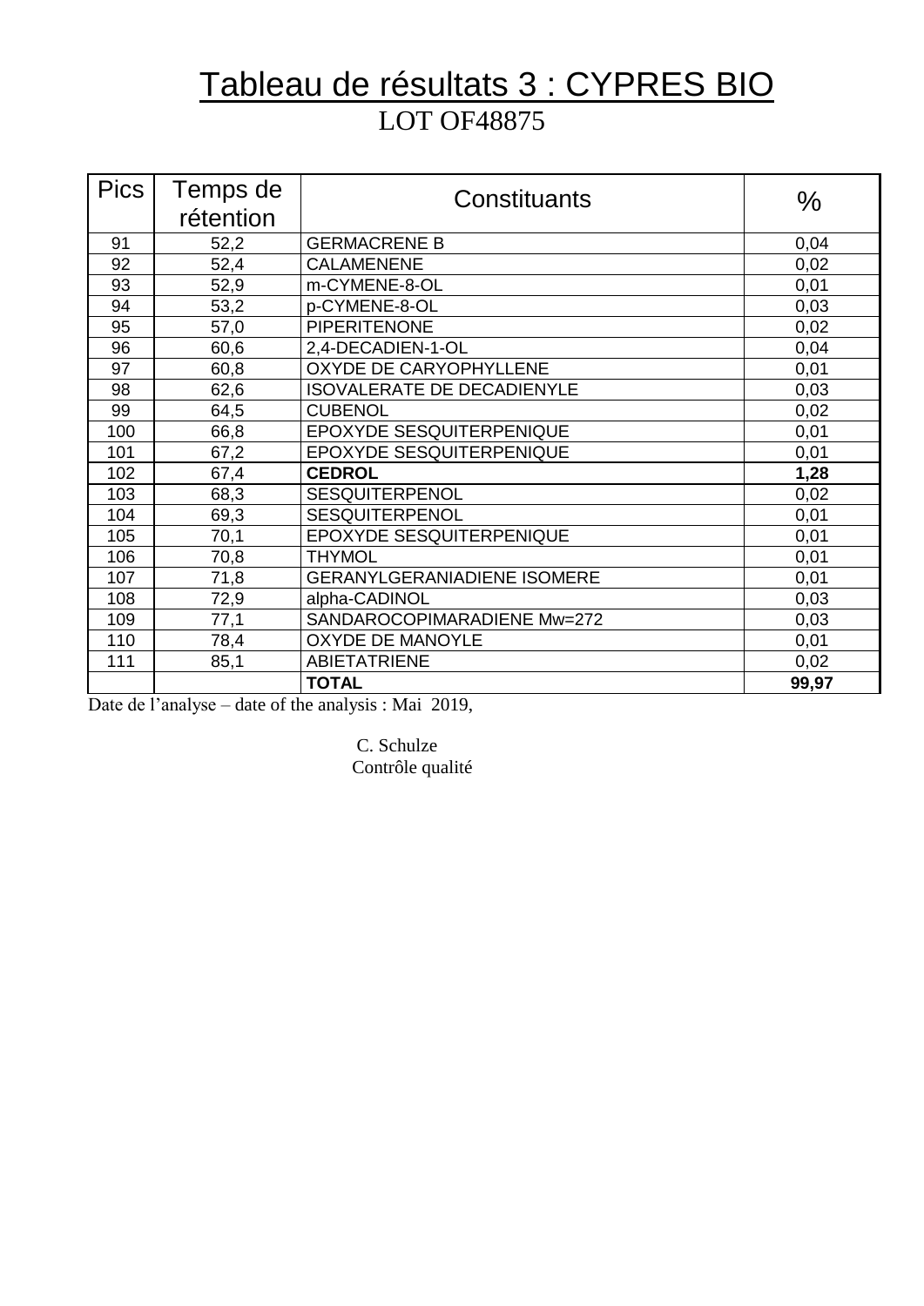# Tableau de résultats 3 : CYPRES BIO

LOT OF48875

| Pics | Temps de rétention | Constituants | % |
|---|---|---|---|
| 91 | 52,2 | GERMACRENE B | 0,04 |
| 92 | 52,4 | CALAMENENE | 0,02 |
| 93 | 52,9 | m-CYMENE-8-OL | 0,01 |
| 94 | 53,2 | p-CYMENE-8-OL | 0,03 |
| 95 | 57,0 | PIPERITENONE | 0,02 |
| 96 | 60,6 | 2,4-DECADIEN-1-OL | 0,04 |
| 97 | 60,8 | OXYDE DE CARYOPHYLLENE | 0,01 |
| 98 | 62,6 | ISOVALERATE DE DECADIENYLE | 0,03 |
| 99 | 64,5 | CUBENOL | 0,02 |
| 100 | 66,8 | EPOXYDE SESQUITERPENIQUE | 0,01 |
| 101 | 67,2 | EPOXYDE SESQUITERPENIQUE | 0,01 |
| 102 | 67,4 | **CEDROL** | **1,28** |
| 103 | 68,3 | SESQUITERPENOL | 0,02 |
| 104 | 69,3 | SESQUITERPENOL | 0,01 |
| 105 | 70,1 | EPOXYDE SESQUITERPENIQUE | 0,01 |
| 106 | 70,8 | THYMOL | 0,01 |
| 107 | 71,8 | GERANYLGERANIADIENE ISOMERE | 0,01 |
| 108 | 72,9 | alpha-CADINOL | 0,03 |
| 109 | 77,1 | SANDAROCOPIMARADIENE Mw=272 | 0,03 |
| 110 | 78,4 | OXYDE DE MANOYLE | 0,01 |
| 111 | 85,1 | ABIETATRIENE | 0,02 |
| | | **TOTAL** | **99,97** |

Date de l'analyse – date of the analysis : Mai 2019,

C. Schulze
Contrôle qualité